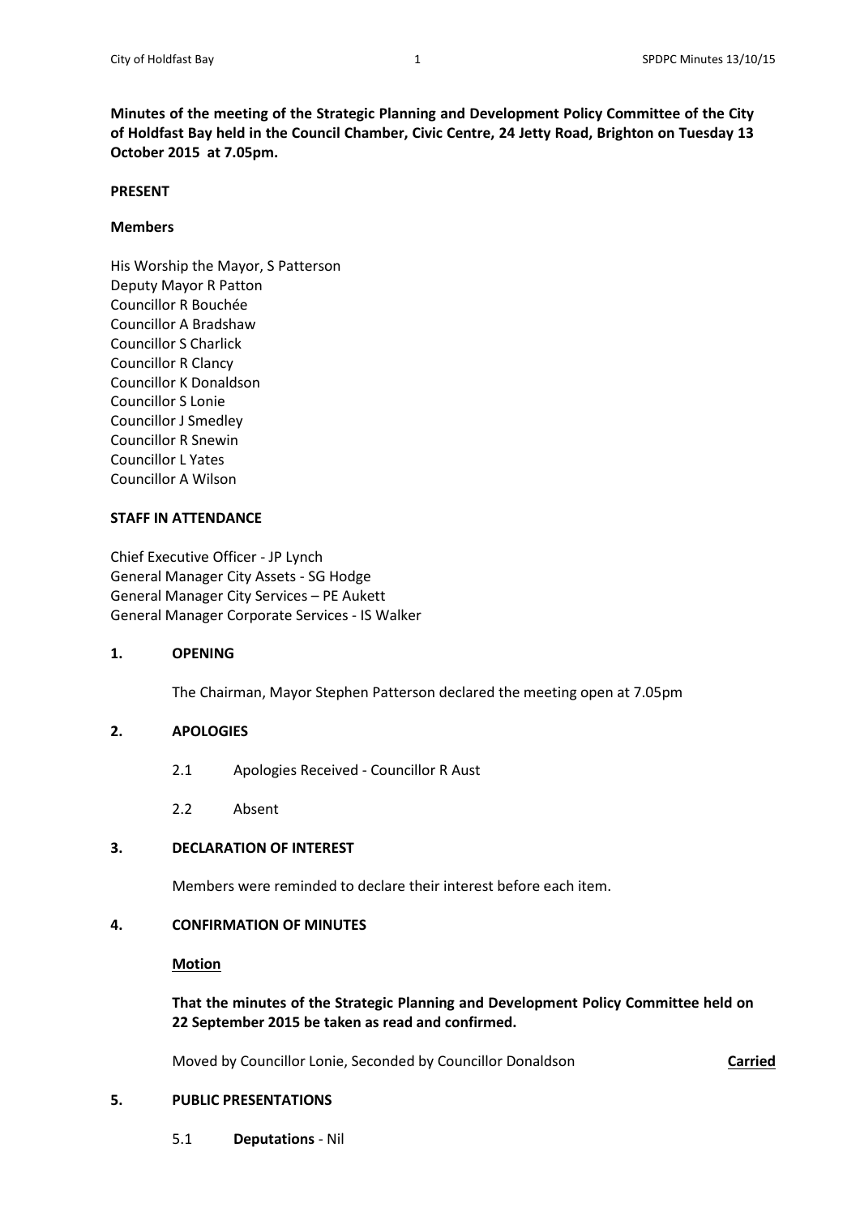**Minutes of the meeting of the Strategic Planning and Development Policy Committee of the City of Holdfast Bay held in the Council Chamber, Civic Centre, 24 Jetty Road, Brighton on Tuesday 13 October 2015 at 7.05pm.**

**PRESENT**

**Members**

His Worship the Mayor, S Patterson
Deputy Mayor R Patton
Councillor R Bouchée
Councillor A Bradshaw
Councillor S Charlick
Councillor R Clancy
Councillor K Donaldson
Councillor S Lonie
Councillor J Smedley
Councillor R Snewin
Councillor L Yates
Councillor A Wilson

**STAFF IN ATTENDANCE**

Chief Executive Officer - JP Lynch
General Manager City Assets - SG Hodge
General Manager City Services – PE Aukett
General Manager Corporate Services - IS Walker

## 1. OPENING

The Chairman, Mayor Stephen Patterson declared the meeting open at 7.05pm

## 2. APOLOGIES

2.1 Apologies Received - Councillor R Aust

2.2 Absent

## 3. DECLARATION OF INTEREST

Members were reminded to declare their interest before each item.

## 4. CONFIRMATION OF MINUTES

**Motion**

**That the minutes of the Strategic Planning and Development Policy Committee held on 22 September 2015 be taken as read and confirmed.**

Moved by Councillor Lonie, Seconded by Councillor Donaldson **Carried**

## 5. PUBLIC PRESENTATIONS

5.1 **Deputations** - Nil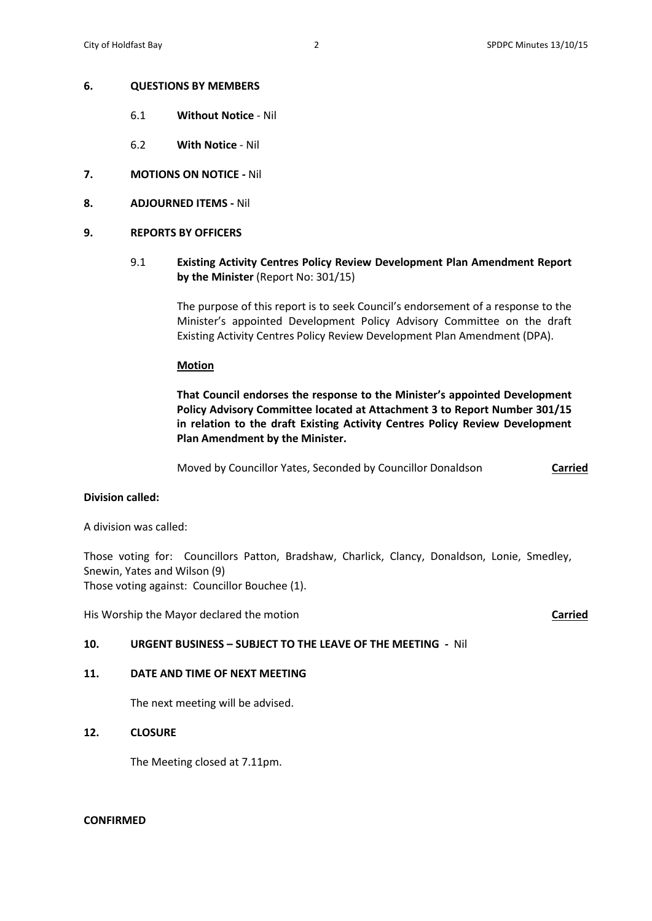**6. QUESTIONS BY MEMBERS**

6.1 **Without Notice** - Nil

6.2 **With Notice** - Nil

**7. MOTIONS ON NOTICE -** Nil

**8. ADJOURNED ITEMS -** Nil

**9. REPORTS BY OFFICERS**

9.1 **Existing Activity Centres Policy Review Development Plan Amendment Report by the Minister** (Report No: 301/15)

The purpose of this report is to seek Council's endorsement of a response to the Minister's appointed Development Policy Advisory Committee on the draft Existing Activity Centres Policy Review Development Plan Amendment (DPA).

**Motion**

**That Council endorses the response to the Minister's appointed Development Policy Advisory Committee located at Attachment 3 to Report Number 301/15 in relation to the draft Existing Activity Centres Policy Review Development Plan Amendment by the Minister.**

Moved by Councillor Yates, Seconded by Councillor Donaldson **Carried**

**Division called:**

A division was called:

Those voting for: Councillors Patton, Bradshaw, Charlick, Clancy, Donaldson, Lonie, Smedley, Snewin, Yates and Wilson (9)
Those voting against: Councillor Bouchee (1).

His Worship the Mayor declared the motion **Carried**

**10. URGENT BUSINESS – SUBJECT TO THE LEAVE OF THE MEETING -** Nil

**11. DATE AND TIME OF NEXT MEETING**

The next meeting will be advised.

**12. CLOSURE**

The Meeting closed at 7.11pm.

**CONFIRMED**